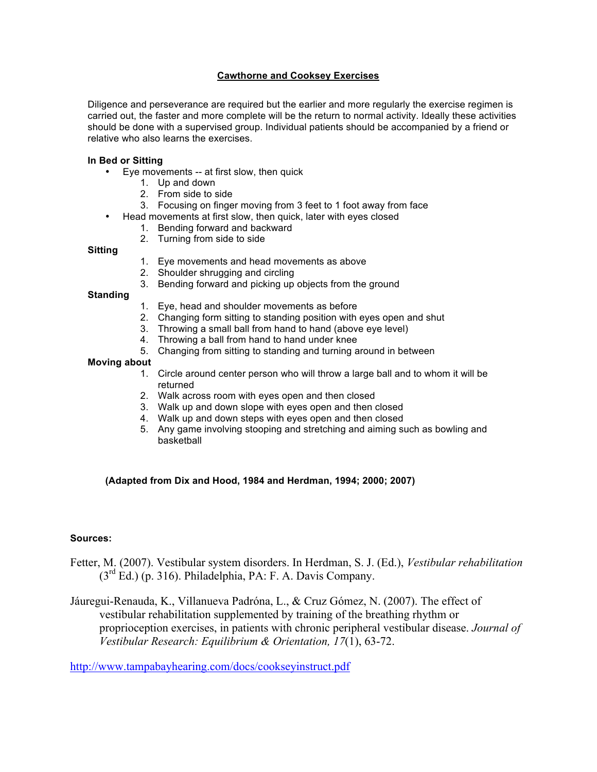# Cawthorne and Cooksey Exercises

Diligence and perseverance are required but the earlier and more regularly the exercise regimen is carried out, the faster and more complete will be the return to normal activity. Ideally these activities should be done with a supervised group. Individual patients should be accompanied by a friend or relative who also learns the exercises.

**In Bed or Sitting**

- Eye movements -- at first slow, then quick
  1. Up and down
  2. From side to side
  3. Focusing on finger moving from 3 feet to 1 foot away from face
- Head movements at first slow, then quick, later with eyes closed
  1. Bending forward and backward
  2. Turning from side to side

**Sitting**

1. Eye movements and head movements as above
2. Shoulder shrugging and circling
3. Bending forward and picking up objects from the ground

**Standing**

1. Eye, head and shoulder movements as before
2. Changing form sitting to standing position with eyes open and shut
3. Throwing a small ball from hand to hand (above eye level)
4. Throwing a ball from hand to hand under knee
5. Changing from sitting to standing and turning around in between

**Moving about**

1. Circle around center person who will throw a large ball and to whom it will be returned
2. Walk across room with eyes open and then closed
3. Walk up and down slope with eyes open and then closed
4. Walk up and down steps with eyes open and then closed
5. Any game involving stooping and stretching and aiming such as bowling and basketball

**(Adapted from Dix and Hood, 1984 and Herdman, 1994; 2000; 2007)**

**Sources:**

Fetter, M. (2007). Vestibular system disorders. In Herdman, S. J. (Ed.), *Vestibular rehabilitation* (3rd Ed.) (p. 316). Philadelphia, PA: F. A. Davis Company.

Jáuregui-Renauda, K., Villanueva Padróna, L., & Cruz Gómez, N. (2007). The effect of vestibular rehabilitation supplemented by training of the breathing rhythm or proprioception exercises, in patients with chronic peripheral vestibular disease. *Journal of Vestibular Research: Equilibrium & Orientation, 17*(1), 63-72.

http://www.tampabayhearing.com/docs/cookseyinstruct.pdf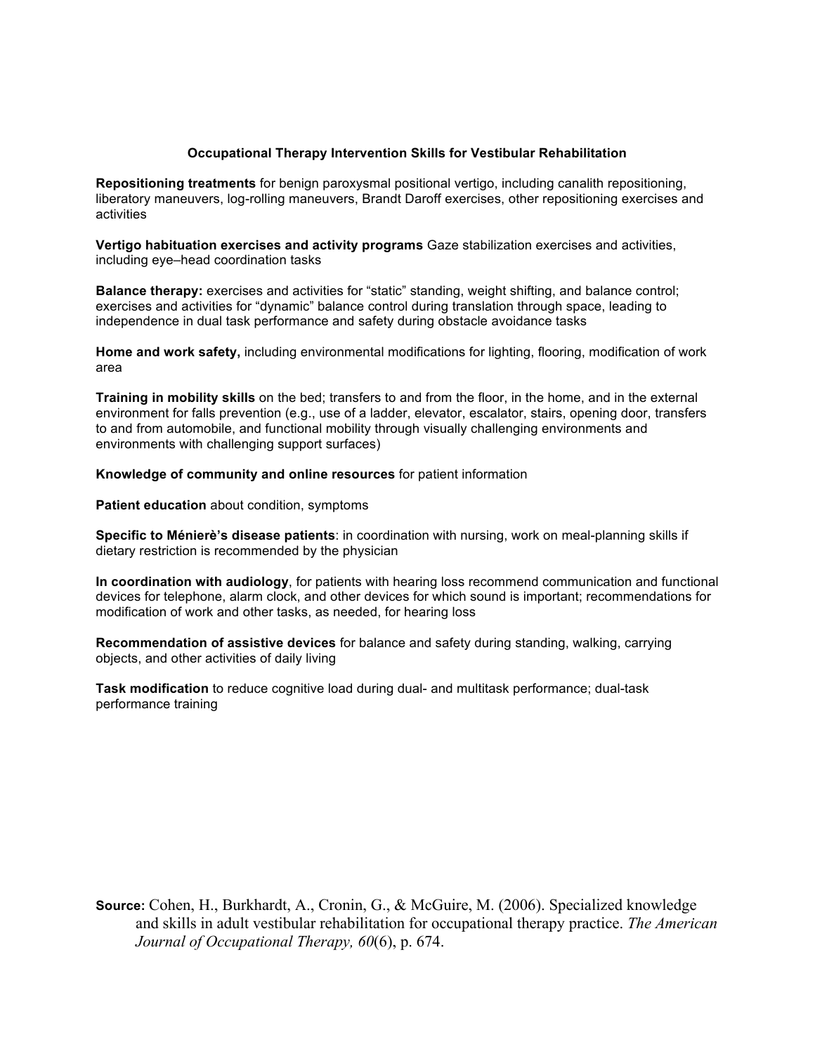### Occupational Therapy Intervention Skills for Vestibular Rehabilitation

**Repositioning treatments** for benign paroxysmal positional vertigo, including canalith repositioning, liberatory maneuvers, log-rolling maneuvers, Brandt Daroff exercises, other repositioning exercises and activities

**Vertigo habituation exercises and activity programs** Gaze stabilization exercises and activities, including eye–head coordination tasks

**Balance therapy:** exercises and activities for "static" standing, weight shifting, and balance control; exercises and activities for "dynamic" balance control during translation through space, leading to independence in dual task performance and safety during obstacle avoidance tasks

**Home and work safety,** including environmental modifications for lighting, flooring, modification of work area

**Training in mobility skills** on the bed; transfers to and from the floor, in the home, and in the external environment for falls prevention (e.g., use of a ladder, elevator, escalator, stairs, opening door, transfers to and from automobile, and functional mobility through visually challenging environments and environments with challenging support surfaces)

**Knowledge of community and online resources** for patient information

**Patient education** about condition, symptoms

**Specific to Ménierè's disease patients**: in coordination with nursing, work on meal-planning skills if dietary restriction is recommended by the physician

**In coordination with audiology**, for patients with hearing loss recommend communication and functional devices for telephone, alarm clock, and other devices for which sound is important; recommendations for modification of work and other tasks, as needed, for hearing loss

**Recommendation of assistive devices** for balance and safety during standing, walking, carrying objects, and other activities of daily living

**Task modification** to reduce cognitive load during dual- and multitask performance; dual-task performance training

**Source:** Cohen, H., Burkhardt, A., Cronin, G., & McGuire, M. (2006). Specialized knowledge and skills in adult vestibular rehabilitation for occupational therapy practice. *The American Journal of Occupational Therapy, 60*(6), p. 674.